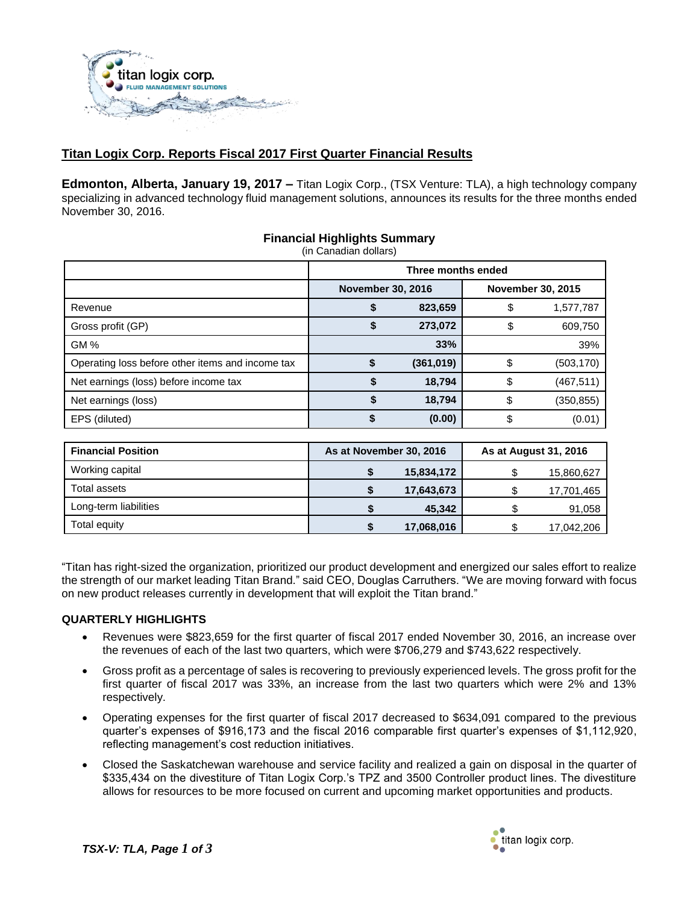# Titan Logix Corp. Reports Fiscal 2017 First Quarter Financial Results

**Edmonton, Alberta, January 19, 2017 –** Titan Logix Corp., (TSX Venture: TLA), a high technology company specializing in advanced technology fluid management solutions, announces its results for the three months ended November 30, 2016.

**Financial Highlights Summary**
(in Canadian dollars)

| | Three months ended | |
|---|---|---|
| | **November 30, 2016** | **November 30, 2015** |
| Revenue | **$ 823,659** | $ 1,577,787 |
| Gross profit (GP) | **$ 273,072** | $ 609,750 |
| GM % | **33%** | 39% |
| Operating loss before other items and income tax | **$ (361,019)** | $ (503,170) |
| Net earnings (loss) before income tax | **$ 18,794** | $ (467,511) |
| Net earnings (loss) | **$ 18,794** | $ (350,855) |
| EPS (diluted) | **$ (0.00)** | $ (0.01) |

| **Financial Position** | **As at November 30, 2016** | **As at August 31, 2016** |
|---|---|---|
| Working capital | **$ 15,834,172** | $ 15,860,627 |
| Total assets | **$ 17,643,673** | $ 17,701,465 |
| Long-term liabilities | **$ 45,342** | $ 91,058 |
| Total equity | **$ 17,068,016** | $ 17,042,206 |

"Titan has right-sized the organization, prioritized our product development and energized our sales effort to realize the strength of our market leading Titan Brand." said CEO, Douglas Carruthers. "We are moving forward with focus on new product releases currently in development that will exploit the Titan brand."

**QUARTERLY HIGHLIGHTS**

- Revenues were $823,659 for the first quarter of fiscal 2017 ended November 30, 2016, an increase over the revenues of each of the last two quarters, which were $706,279 and $743,622 respectively.
- Gross profit as a percentage of sales is recovering to previously experienced levels. The gross profit for the first quarter of fiscal 2017 was 33%, an increase from the last two quarters which were 2% and 13% respectively.
- Operating expenses for the first quarter of fiscal 2017 decreased to $634,091 compared to the previous quarter's expenses of $916,173 and the fiscal 2016 comparable first quarter's expenses of $1,112,920, reflecting management's cost reduction initiatives.
- Closed the Saskatchewan warehouse and service facility and realized a gain on disposal in the quarter of $335,434 on the divestiture of Titan Logix Corp.'s TPZ and 3500 Controller product lines. The divestiture allows for resources to be more focused on current and upcoming market opportunities and products.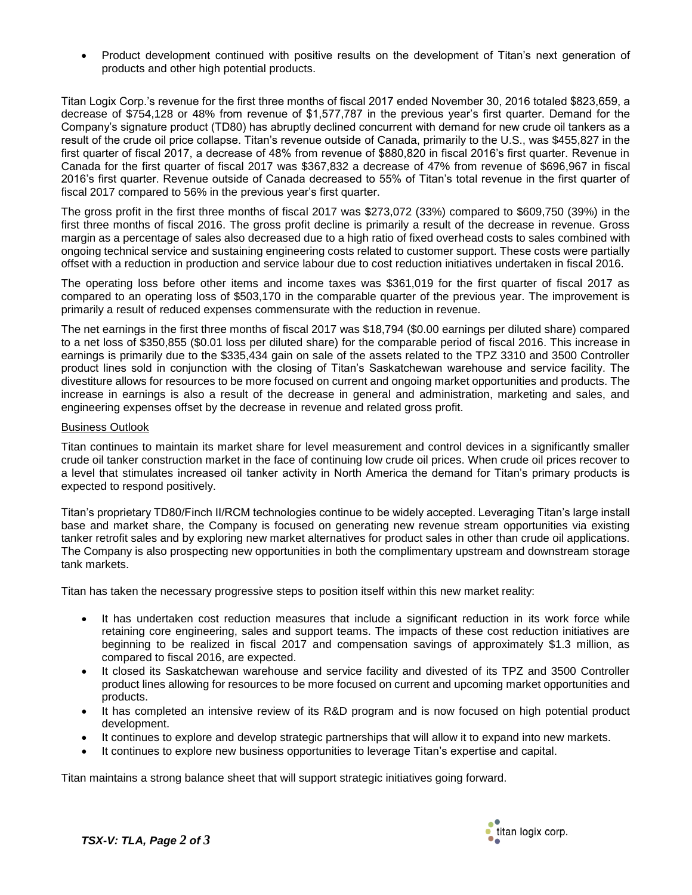- Product development continued with positive results on the development of Titan's next generation of products and other high potential products.

Titan Logix Corp.'s revenue for the first three months of fiscal 2017 ended November 30, 2016 totaled $823,659, a decrease of $754,128 or 48% from revenue of $1,577,787 in the previous year's first quarter. Demand for the Company's signature product (TD80) has abruptly declined concurrent with demand for new crude oil tankers as a result of the crude oil price collapse. Titan's revenue outside of Canada, primarily to the U.S., was $455,827 in the first quarter of fiscal 2017, a decrease of 48% from revenue of $880,820 in fiscal 2016's first quarter. Revenue in Canada for the first quarter of fiscal 2017 was $367,832 a decrease of 47% from revenue of $696,967 in fiscal 2016's first quarter. Revenue outside of Canada decreased to 55% of Titan's total revenue in the first quarter of fiscal 2017 compared to 56% in the previous year's first quarter.

The gross profit in the first three months of fiscal 2017 was $273,072 (33%) compared to $609,750 (39%) in the first three months of fiscal 2016. The gross profit decline is primarily a result of the decrease in revenue. Gross margin as a percentage of sales also decreased due to a high ratio of fixed overhead costs to sales combined with ongoing technical service and sustaining engineering costs related to customer support. These costs were partially offset with a reduction in production and service labour due to cost reduction initiatives undertaken in fiscal 2016.

The operating loss before other items and income taxes was $361,019 for the first quarter of fiscal 2017 as compared to an operating loss of $503,170 in the comparable quarter of the previous year. The improvement is primarily a result of reduced expenses commensurate with the reduction in revenue.

The net earnings in the first three months of fiscal 2017 was $18,794 ($0.00 earnings per diluted share) compared to a net loss of $350,855 ($0.01 loss per diluted share) for the comparable period of fiscal 2016. This increase in earnings is primarily due to the $335,434 gain on sale of the assets related to the TPZ 3310 and 3500 Controller product lines sold in conjunction with the closing of Titan's Saskatchewan warehouse and service facility. The divestiture allows for resources to be more focused on current and ongoing market opportunities and products. The increase in earnings is also a result of the decrease in general and administration, marketing and sales, and engineering expenses offset by the decrease in revenue and related gross profit.

## Business Outlook

Titan continues to maintain its market share for level measurement and control devices in a significantly smaller crude oil tanker construction market in the face of continuing low crude oil prices. When crude oil prices recover to a level that stimulates increased oil tanker activity in North America the demand for Titan's primary products is expected to respond positively.

Titan's proprietary TD80/Finch II/RCM technologies continue to be widely accepted. Leveraging Titan's large install base and market share, the Company is focused on generating new revenue stream opportunities via existing tanker retrofit sales and by exploring new market alternatives for product sales in other than crude oil applications. The Company is also prospecting new opportunities in both the complimentary upstream and downstream storage tank markets.

Titan has taken the necessary progressive steps to position itself within this new market reality:

- It has undertaken cost reduction measures that include a significant reduction in its work force while retaining core engineering, sales and support teams. The impacts of these cost reduction initiatives are beginning to be realized in fiscal 2017 and compensation savings of approximately $1.3 million, as compared to fiscal 2016, are expected.
- It closed its Saskatchewan warehouse and service facility and divested of its TPZ and 3500 Controller product lines allowing for resources to be more focused on current and upcoming market opportunities and products.
- It has completed an intensive review of its R&D program and is now focused on high potential product development.
- It continues to explore and develop strategic partnerships that will allow it to expand into new markets.
- It continues to explore new business opportunities to leverage Titan's expertise and capital.

Titan maintains a strong balance sheet that will support strategic initiatives going forward.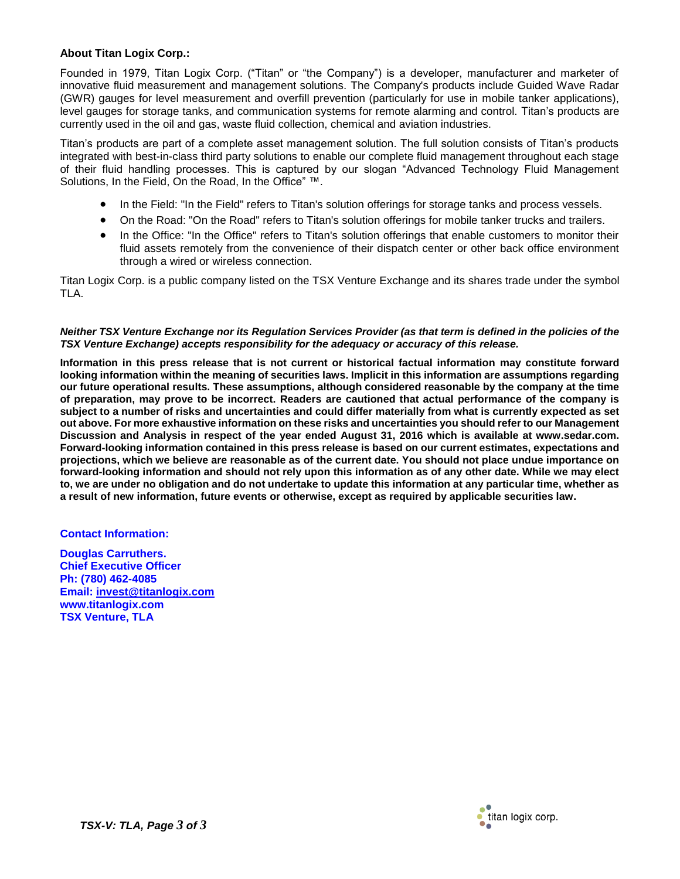**About Titan Logix Corp.:**

Founded in 1979, Titan Logix Corp. ("Titan" or "the Company") is a developer, manufacturer and marketer of innovative fluid measurement and management solutions. The Company's products include Guided Wave Radar (GWR) gauges for level measurement and overfill prevention (particularly for use in mobile tanker applications), level gauges for storage tanks, and communication systems for remote alarming and control. Titan's products are currently used in the oil and gas, waste fluid collection, chemical and aviation industries.

Titan's products are part of a complete asset management solution. The full solution consists of Titan's products integrated with best-in-class third party solutions to enable our complete fluid management throughout each stage of their fluid handling processes. This is captured by our slogan "Advanced Technology Fluid Management Solutions, In the Field, On the Road, In the Office" ™.

- In the Field: "In the Field" refers to Titan's solution offerings for storage tanks and process vessels.
- On the Road: "On the Road" refers to Titan's solution offerings for mobile tanker trucks and trailers.
- In the Office: "In the Office" refers to Titan's solution offerings that enable customers to monitor their fluid assets remotely from the convenience of their dispatch center or other back office environment through a wired or wireless connection.

Titan Logix Corp. is a public company listed on the TSX Venture Exchange and its shares trade under the symbol TLA.

***Neither TSX Venture Exchange nor its Regulation Services Provider (as that term is defined in the policies of the TSX Venture Exchange) accepts responsibility for the adequacy or accuracy of this release.***

**Information in this press release that is not current or historical factual information may constitute forward looking information within the meaning of securities laws. Implicit in this information are assumptions regarding our future operational results. These assumptions, although considered reasonable by the company at the time of preparation, may prove to be incorrect. Readers are cautioned that actual performance of the company is subject to a number of risks and uncertainties and could differ materially from what is currently expected as set out above. For more exhaustive information on these risks and uncertainties you should refer to our Management Discussion and Analysis in respect of the year ended August 31, 2016 which is available at www.sedar.com. Forward-looking information contained in this press release is based on our current estimates, expectations and projections, which we believe are reasonable as of the current date. You should not place undue importance on forward-looking information and should not rely upon this information as of any other date. While we may elect to, we are under no obligation and do not undertake to update this information at any particular time, whether as a result of new information, future events or otherwise, except as required by applicable securities law.**

**Contact Information:**

**Douglas Carruthers.**
**Chief Executive Officer**
**Ph: (780) 462-4085**
**Email: invest@titanlogix.com**
**www.titanlogix.com**
**TSX Venture, TLA**